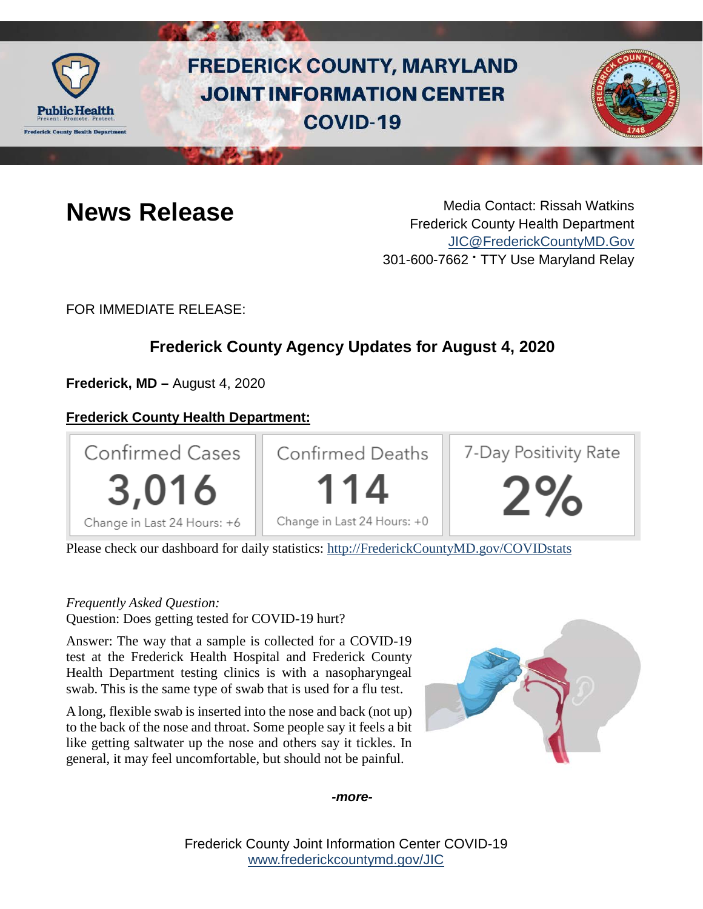# FREDERICK COUNTY, MARYLAND JOINT INFORMATION CENTER COVID-19

## News Release

Media Contact: Rissah Watkins
Frederick County Health Department
JIC@FrederickCountyMD.Gov
301-600-7662 • TTY Use Maryland Relay

FOR IMMEDIATE RELEASE:

### Frederick County Agency Updates for August 4, 2020

**Frederick, MD –** August 4, 2020

**Frederick County Health Department:**

| Confirmed Cases | Confirmed Deaths | 7-Day Positivity Rate |
|---|---|---|
| 3,016 | 114 | 2% |
| Change in Last 24 Hours: +6 | Change in Last 24 Hours: +0 | |

Please check our dashboard for daily statistics: http://FrederickCountyMD.gov/COVIDstats

*Frequently Asked Question:*
Question: Does getting tested for COVID-19 hurt?

Answer: The way that a sample is collected for a COVID-19 test at the Frederick Health Hospital and Frederick County Health Department testing clinics is with a nasopharyngeal swab. This is the same type of swab that is used for a flu test.

A long, flexible swab is inserted into the nose and back (not up) to the back of the nose and throat. Some people say it feels a bit like getting saltwater up the nose and others say it tickles. In general, it may feel uncomfortable, but should not be painful.

***-more-***

Frederick County Joint Information Center COVID-19
www.frederickcountymd.gov/JIC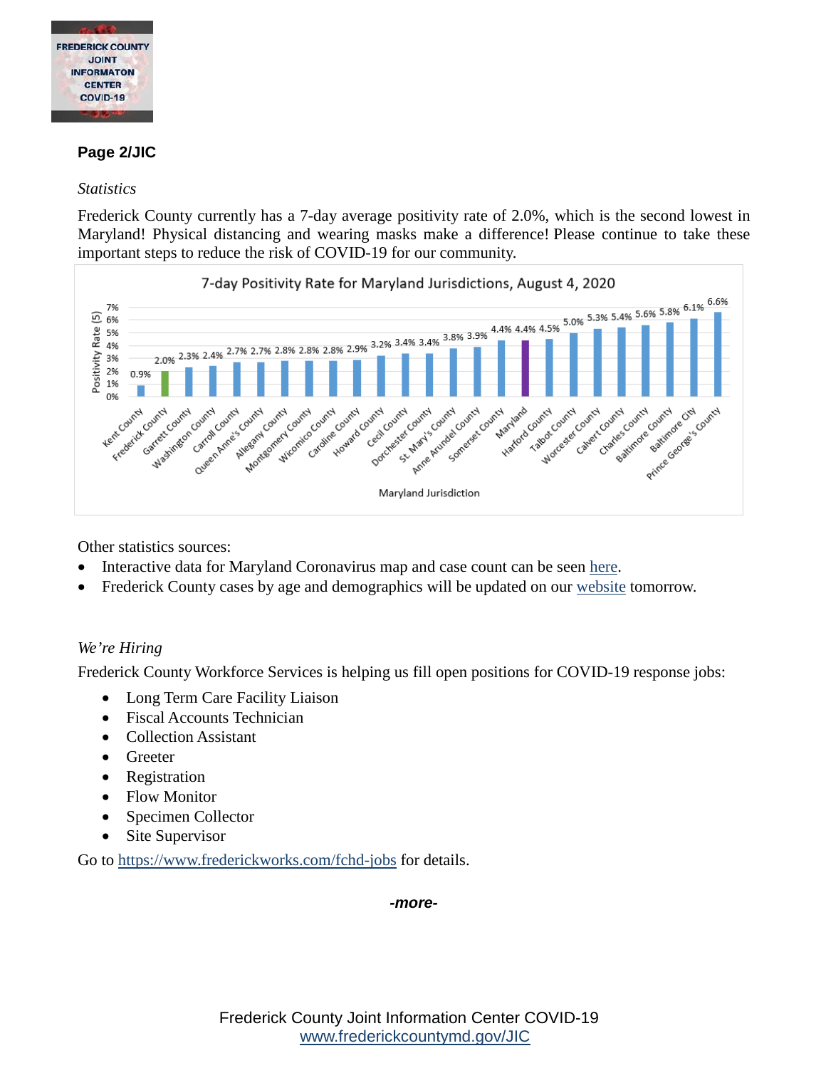*Statistics*

Frederick County currently has a 7-day average positivity rate of 2.0%, which is the second lowest in Maryland! Physical distancing and wearing masks make a difference! Please continue to take these important steps to reduce the risk of COVID-19 for our community.

**7-day Positivity Rate for Maryland Jurisdictions, August 4, 2020**

| Maryland Jurisdiction | Positivity Rate (5) |
|---|---|
| Kent County | 0.9% |
| Frederick County | 2.0% |
| Garrett County | 2.3% |
| Washington County | 2.4% |
| Carroll County | 2.7% |
| Queen Anne's County | 2.7% |
| Allegany County | 2.8% |
| Montgomery County | 2.8% |
| Wicomico County | 2.8% |
| Caroline County | 2.9% |
| Howard County | 3.2% |
| Cecil County | 3.4% |
| Dorchester County | 3.4% |
| St. Mary's County | 3.8% |
| Anne Arundel County | 3.9% |
| Somerset County | 4.4% |
| Maryland | 4.4% |
| Harford County | 4.5% |
| Talbot County | 5.0% |
| Worcester County | 5.3% |
| Calvert County | 5.4% |
| Charles County | 5.6% |
| Baltimore County | 5.8% |
| Baltimore City | 6.1% |
| Prince George's County | 6.6% |

Other statistics sources:

- Interactive data for Maryland Coronavirus map and case count can be seen here.
- Frederick County cases by age and demographics will be updated on our website tomorrow.

*We're Hiring*

Frederick County Workforce Services is helping us fill open positions for COVID-19 response jobs:

- Long Term Care Facility Liaison
- Fiscal Accounts Technician
- Collection Assistant
- Greeter
- Registration
- Flow Monitor
- Specimen Collector
- Site Supervisor

Go to https://www.frederickworks.com/fchd-jobs for details.

***-more-***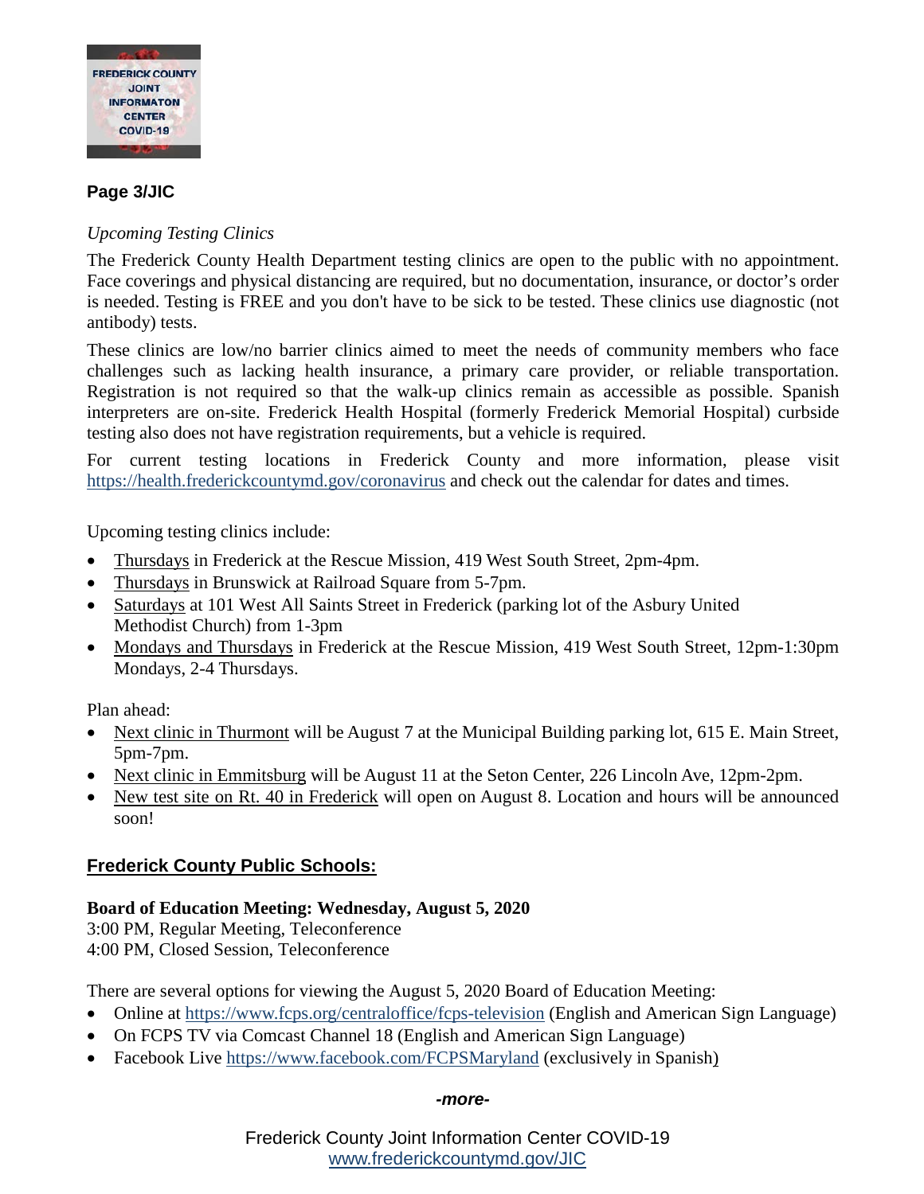*Upcoming Testing Clinics*

The Frederick County Health Department testing clinics are open to the public with no appointment. Face coverings and physical distancing are required, but no documentation, insurance, or doctor's order is needed. Testing is FREE and you don't have to be sick to be tested. These clinics use diagnostic (not antibody) tests.

These clinics are low/no barrier clinics aimed to meet the needs of community members who face challenges such as lacking health insurance, a primary care provider, or reliable transportation. Registration is not required so that the walk-up clinics remain as accessible as possible. Spanish interpreters are on-site. Frederick Health Hospital (formerly Frederick Memorial Hospital) curbside testing also does not have registration requirements, but a vehicle is required.

For current testing locations in Frederick County and more information, please visit https://health.frederickcountymd.gov/coronavirus and check out the calendar for dates and times.

Upcoming testing clinics include:

- Thursdays in Frederick at the Rescue Mission, 419 West South Street, 2pm-4pm.
- Thursdays in Brunswick at Railroad Square from 5-7pm.
- Saturdays at 101 West All Saints Street in Frederick (parking lot of the Asbury United Methodist Church) from 1-3pm
- Mondays and Thursdays in Frederick at the Rescue Mission, 419 West South Street, 12pm-1:30pm Mondays, 2-4 Thursdays.

Plan ahead:

- Next clinic in Thurmont will be August 7 at the Municipal Building parking lot, 615 E. Main Street, 5pm-7pm.
- Next clinic in Emmitsburg will be August 11 at the Seton Center, 226 Lincoln Ave, 12pm-2pm.
- New test site on Rt. 40 in Frederick will open on August 8. Location and hours will be announced soon!

## Frederick County Public Schools:

**Board of Education Meeting: Wednesday, August 5, 2020**
3:00 PM, Regular Meeting, Teleconference
4:00 PM, Closed Session, Teleconference

There are several options for viewing the August 5, 2020 Board of Education Meeting:

- Online at https://www.fcps.org/centraloffice/fcps-television (English and American Sign Language)
- On FCPS TV via Comcast Channel 18 (English and American Sign Language)
- Facebook Live https://www.facebook.com/FCPSMaryland (exclusively in Spanish)

*-more-*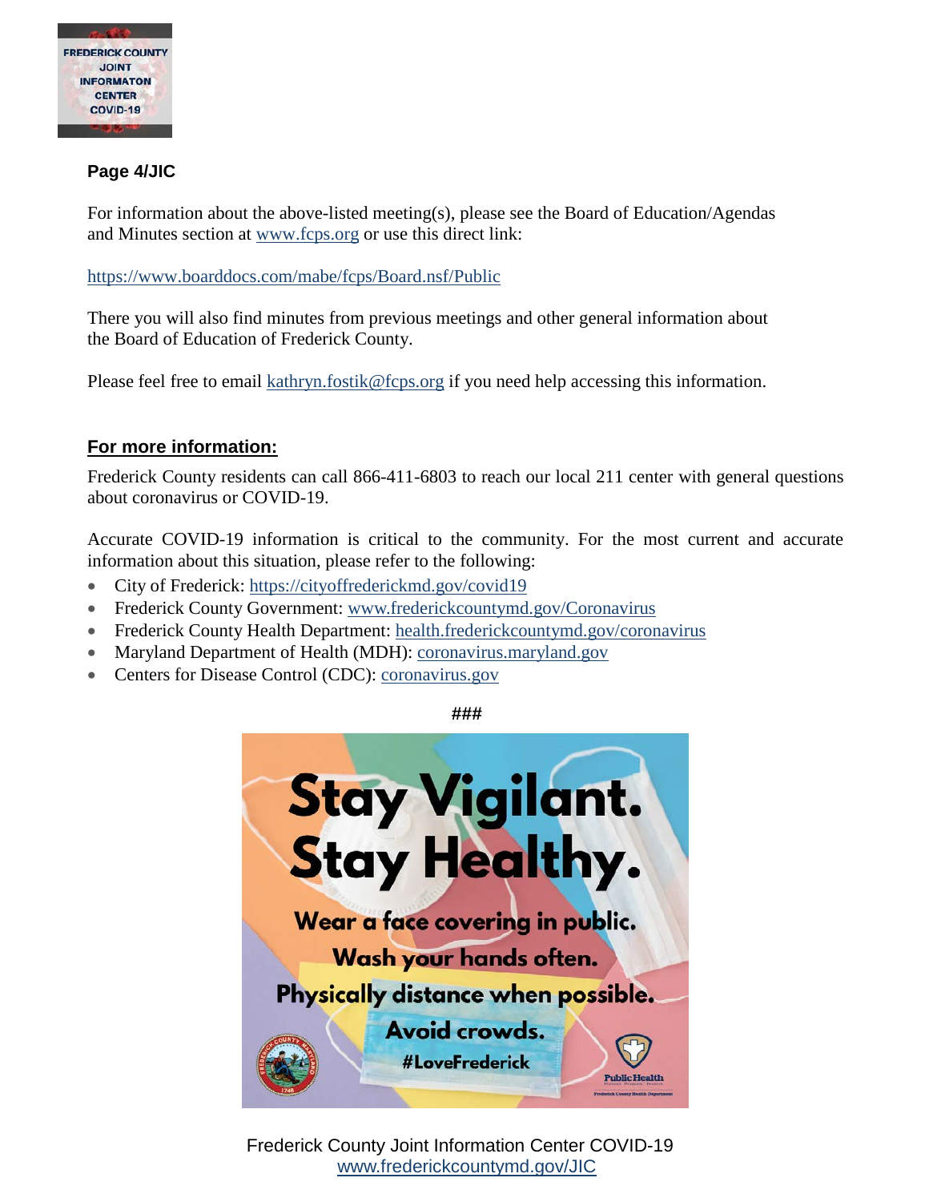For information about the above-listed meeting(s), please see the Board of Education/Agendas and Minutes section at www.fcps.org or use this direct link:

https://www.boarddocs.com/mabe/fcps/Board.nsf/Public

There you will also find minutes from previous meetings and other general information about the Board of Education of Frederick County.

Please feel free to email kathryn.fostik@fcps.org if you need help accessing this information.

## For more information:

Frederick County residents can call 866-411-6803 to reach our local 211 center with general questions about coronavirus or COVID-19.

Accurate COVID-19 information is critical to the community. For the most current and accurate information about this situation, please refer to the following:

- City of Frederick: https://cityoffrederickmd.gov/covid19
- Frederick County Government: www.frederickcountymd.gov/Coronavirus
- Frederick County Health Department: health.frederickcountymd.gov/coronavirus
- Maryland Department of Health (MDH): coronavirus.maryland.gov
- Centers for Disease Control (CDC): coronavirus.gov

###

Stay Vigilant.
Stay Healthy.

Wear a face covering in public.
Wash your hands often.
Physically distance when possible.
Avoid crowds.
#LoveFrederick